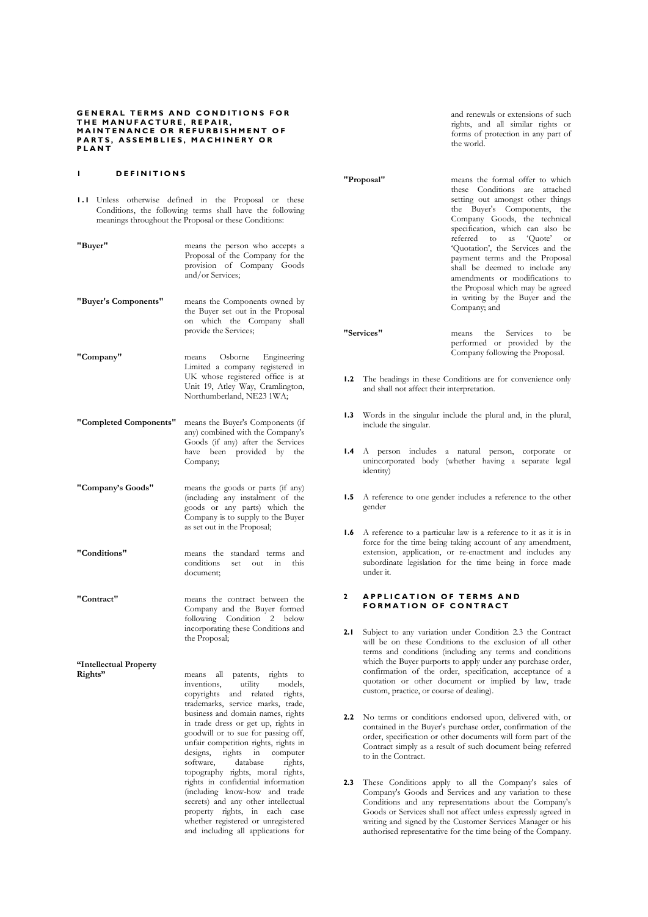# GENERAL TERMS AND CONDITIONS FOR THE MANUFACTURE, REPAIR, MAINTENANCE OR REFURBISHMENT OF PARTS, ASSEMBLIES, MACHINERY OR PLANT

## 1 DEFINITIONS

**1.1** Unless otherwise defined in the Proposal or these Conditions, the following terms shall have the following meanings throughout the Proposal or these Conditions:

| Term | Meaning |
|---|---|
| **"Buyer"** | means the person who accepts a Proposal of the Company for the provision of Company Goods and/or Services; |
| **"Buyer's Components"** | means the Components owned by the Buyer set out in the Proposal on which the Company shall provide the Services; |
| **"Company"** | means Osborne Engineering Limited a company registered in UK whose registered office is at Unit 19, Atley Way, Cramlington, Northumberland, NE23 1WA; |
| **"Completed Components"** | means the Buyer's Components (if any) combined with the Company's Goods (if any) after the Services have been provided by the Company; |
| **"Company's Goods"** | means the goods or parts (if any) (including any instalment of the goods or any parts) which the Company is to supply to the Buyer as set out in the Proposal; |
| **"Conditions"** | means the standard terms and conditions set out in this document; |
| **"Contract"** | means the contract between the Company and the Buyer formed following Condition 2 below incorporating these Conditions and the Proposal; |
| **"Intellectual Property Rights"** | means all patents, rights to inventions, utility models, copyrights and related rights, trademarks, service marks, trade, business and domain names, rights in trade dress or get up, rights in goodwill or to sue for passing off, unfair competition rights, rights in designs, rights in computer software, database rights, topography rights, moral rights, rights in confidential information (including know-how and trade secrets) and any other intellectual property rights, in each case whether registered or unregistered and including all applications for and renewals or extensions of such rights, and all similar rights or forms of protection in any part of the world. |
| **"Proposal"** | means the formal offer to which these Conditions are attached setting out amongst other things the Buyer's Components, the Company Goods, the technical specification, which can also be referred to as 'Quote' or 'Quotation', the Services and the payment terms and the Proposal shall be deemed to include any amendments or modifications to the Proposal which may be agreed in writing by the Buyer and the Company; and |
| **"Services"** | means the Services to be performed or provided by the Company following the Proposal. |

**1.2** The headings in these Conditions are for convenience only and shall not affect their interpretation.

**1.3** Words in the singular include the plural and, in the plural, include the singular.

**1.4** A person includes a natural person, corporate or unincorporated body (whether having a separate legal identity)

**1.5** A reference to one gender includes a reference to the other gender

**1.6** A reference to a particular law is a reference to it as it is in force for the time being taking account of any amendment, extension, application, or re-enactment and includes any subordinate legislation for the time being in force made under it.

## 2 APPLICATION OF TERMS AND FORMATION OF CONTRACT

**2.1** Subject to any variation under Condition 2.3 the Contract will be on these Conditions to the exclusion of all other terms and conditions (including any terms and conditions which the Buyer purports to apply under any purchase order, confirmation of the order, specification, acceptance of a quotation or other document or implied by law, trade custom, practice, or course of dealing).

**2.2** No terms or conditions endorsed upon, delivered with, or contained in the Buyer's purchase order, confirmation of the order, specification or other documents will form part of the Contract simply as a result of such document being referred to in the Contract.

**2.3** These Conditions apply to all the Company's sales of Company's Goods and Services and any variation to these Conditions and any representations about the Company's Goods or Services shall not affect unless expressly agreed in writing and signed by the Customer Services Manager or his authorised representative for the time being of the Company.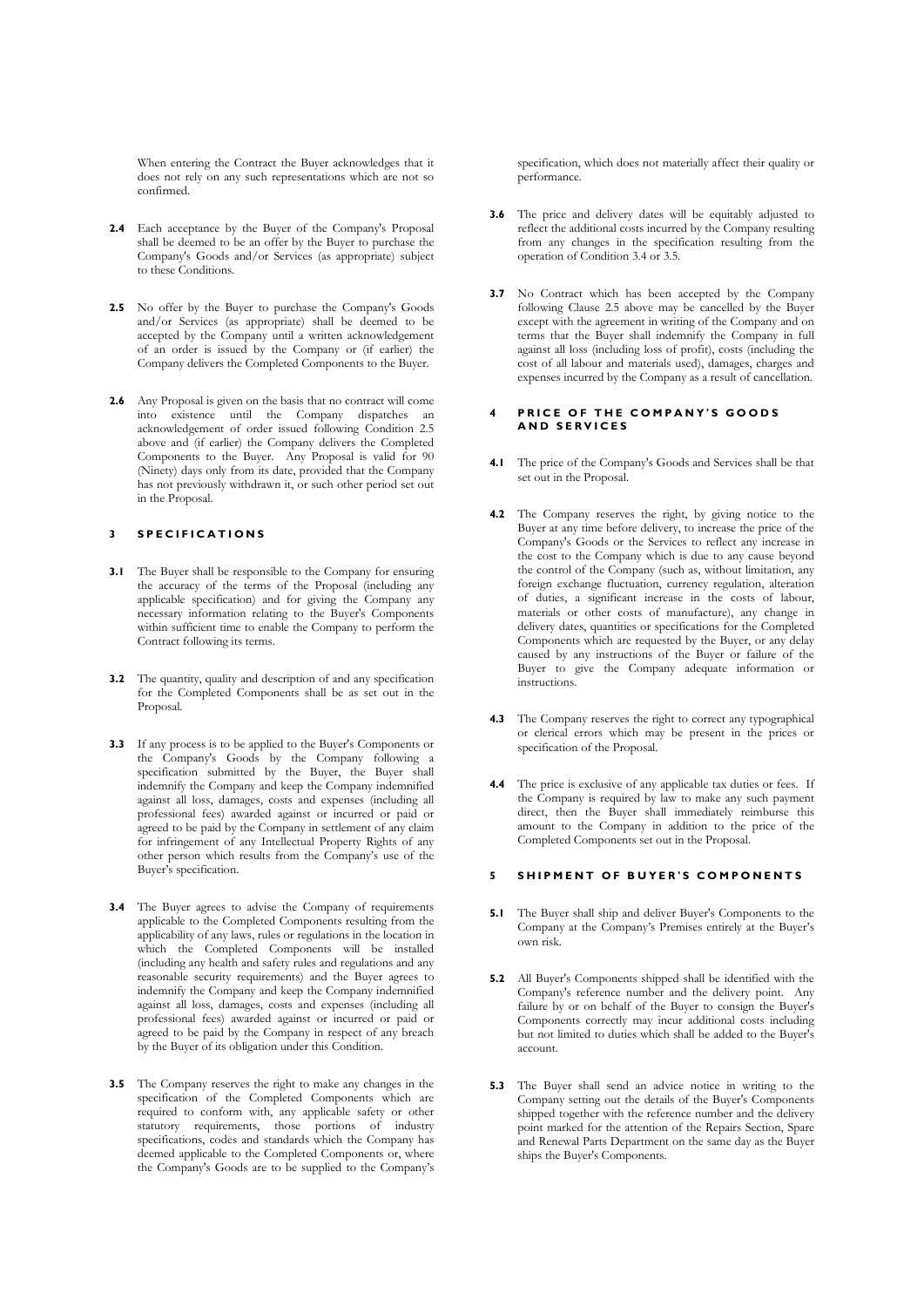When entering the Contract the Buyer acknowledges that it does not rely on any such representations which are not so confirmed.

**2.4** Each acceptance by the Buyer of the Company's Proposal shall be deemed to be an offer by the Buyer to purchase the Company's Goods and/or Services (as appropriate) subject to these Conditions.

**2.5** No offer by the Buyer to purchase the Company's Goods and/or Services (as appropriate) shall be deemed to be accepted by the Company until a written acknowledgement of an order is issued by the Company or (if earlier) the Company delivers the Completed Components to the Buyer.

**2.6** Any Proposal is given on the basis that no contract will come into existence until the Company dispatches an acknowledgement of order issued following Condition 2.5 above and (if earlier) the Company delivers the Completed Components to the Buyer. Any Proposal is valid for 90 (Ninety) days only from its date, provided that the Company has not previously withdrawn it, or such other period set out in the Proposal.

## 3 SPECIFICATIONS

**3.1** The Buyer shall be responsible to the Company for ensuring the accuracy of the terms of the Proposal (including any applicable specification) and for giving the Company any necessary information relating to the Buyer's Components within sufficient time to enable the Company to perform the Contract following its terms.

**3.2** The quantity, quality and description of and any specification for the Completed Components shall be as set out in the Proposal.

**3.3** If any process is to be applied to the Buyer's Components or the Company's Goods by the Company following a specification submitted by the Buyer, the Buyer shall indemnify the Company and keep the Company indemnified against all loss, damages, costs and expenses (including all professional fees) awarded against or incurred or paid or agreed to be paid by the Company in settlement of any claim for infringement of any Intellectual Property Rights of any other person which results from the Company's use of the Buyer's specification.

**3.4** The Buyer agrees to advise the Company of requirements applicable to the Completed Components resulting from the applicability of any laws, rules or regulations in the location in which the Completed Components will be installed (including any health and safety rules and regulations and any reasonable security requirements) and the Buyer agrees to indemnify the Company and keep the Company indemnified against all loss, damages, costs and expenses (including all professional fees) awarded against or incurred or paid or agreed to be paid by the Company in respect of any breach by the Buyer of its obligation under this Condition.

**3.5** The Company reserves the right to make any changes in the specification of the Completed Components which are required to conform with, any applicable safety or other statutory requirements, those portions of industry specifications, codes and standards which the Company has deemed applicable to the Completed Components or, where the Company's Goods are to be supplied to the Company's specification, which does not materially affect their quality or performance.

**3.6** The price and delivery dates will be equitably adjusted to reflect the additional costs incurred by the Company resulting from any changes in the specification resulting from the operation of Condition 3.4 or 3.5.

**3.7** No Contract which has been accepted by the Company following Clause 2.5 above may be cancelled by the Buyer except with the agreement in writing of the Company and on terms that the Buyer shall indemnify the Company in full against all loss (including loss of profit), costs (including the cost of all labour and materials used), damages, charges and expenses incurred by the Company as a result of cancellation.

## 4 PRICE OF THE COMPANY'S GOODS AND SERVICES

**4.1** The price of the Company's Goods and Services shall be that set out in the Proposal.

**4.2** The Company reserves the right, by giving notice to the Buyer at any time before delivery, to increase the price of the Company's Goods or the Services to reflect any increase in the cost to the Company which is due to any cause beyond the control of the Company (such as, without limitation, any foreign exchange fluctuation, currency regulation, alteration of duties, a significant increase in the costs of labour, materials or other costs of manufacture), any change in delivery dates, quantities or specifications for the Completed Components which are requested by the Buyer, or any delay caused by any instructions of the Buyer or failure of the Buyer to give the Company adequate information or instructions.

**4.3** The Company reserves the right to correct any typographical or clerical errors which may be present in the prices or specification of the Proposal.

**4.4** The price is exclusive of any applicable tax duties or fees. If the Company is required by law to make any such payment direct, then the Buyer shall immediately reimburse this amount to the Company in addition to the price of the Completed Components set out in the Proposal.

## 5 SHIPMENT OF BUYER'S COMPONENTS

**5.1** The Buyer shall ship and deliver Buyer's Components to the Company at the Company's Premises entirely at the Buyer's own risk.

**5.2** All Buyer's Components shipped shall be identified with the Company's reference number and the delivery point. Any failure by or on behalf of the Buyer to consign the Buyer's Components correctly may incur additional costs including but not limited to duties which shall be added to the Buyer's account.

**5.3** The Buyer shall send an advice notice in writing to the Company setting out the details of the Buyer's Components shipped together with the reference number and the delivery point marked for the attention of the Repairs Section, Spare and Renewal Parts Department on the same day as the Buyer ships the Buyer's Components.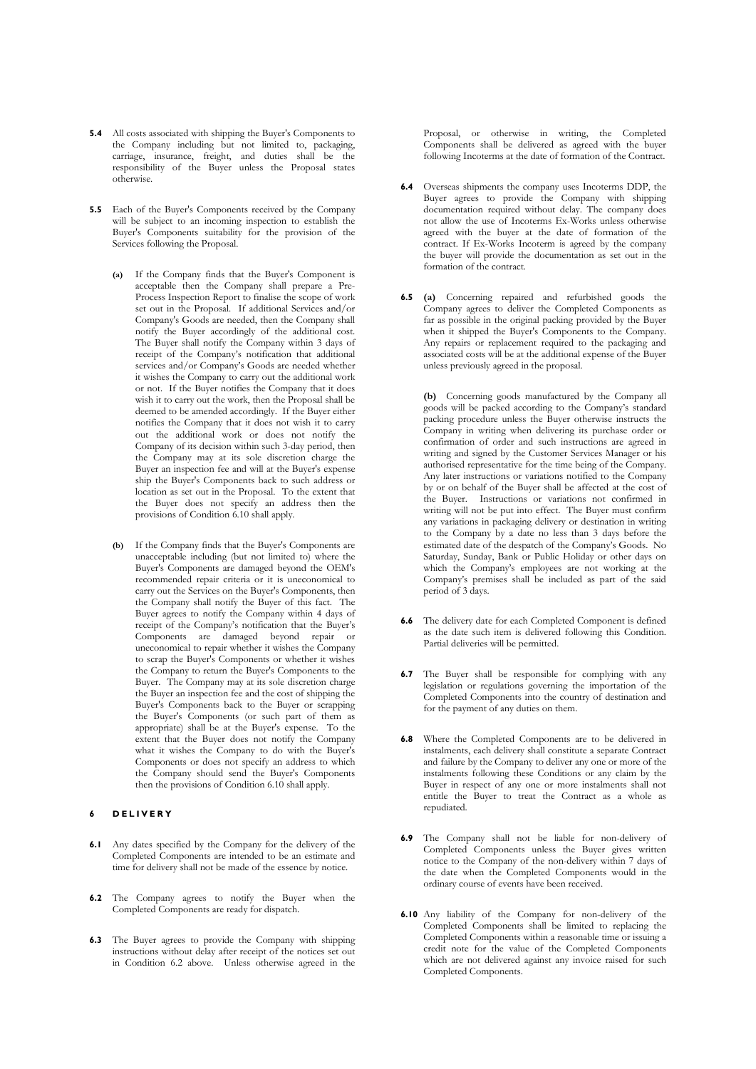**5.4** All costs associated with shipping the Buyer's Components to the Company including but not limited to, packaging, carriage, insurance, freight, and duties shall be the responsibility of the Buyer unless the Proposal states otherwise.

**5.5** Each of the Buyer's Components received by the Company will be subject to an incoming inspection to establish the Buyer's Components suitability for the provision of the Services following the Proposal.

**(a)** If the Company finds that the Buyer's Component is acceptable then the Company shall prepare a Pre-Process Inspection Report to finalise the scope of work set out in the Proposal. If additional Services and/or Company's Goods are needed, then the Company shall notify the Buyer accordingly of the additional cost. The Buyer shall notify the Company within 3 days of receipt of the Company's notification that additional services and/or Company's Goods are needed whether it wishes the Company to carry out the additional work or not. If the Buyer notifies the Company that it does wish it to carry out the work, then the Proposal shall be deemed to be amended accordingly. If the Buyer either notifies the Company that it does not wish it to carry out the additional work or does not notify the Company of its decision within such 3-day period, then the Company may at its sole discretion charge the Buyer an inspection fee and will at the Buyer's expense ship the Buyer's Components back to such address or location as set out in the Proposal. To the extent that the Buyer does not specify an address then the provisions of Condition 6.10 shall apply.

**(b)** If the Company finds that the Buyer's Components are unacceptable including (but not limited to) where the Buyer's Components are damaged beyond the OEM's recommended repair criteria or it is uneconomical to carry out the Services on the Buyer's Components, then the Company shall notify the Buyer of this fact. The Buyer agrees to notify the Company within 4 days of receipt of the Company's notification that the Buyer's Components are damaged beyond repair or uneconomical to repair whether it wishes the Company to scrap the Buyer's Components or whether it wishes the Company to return the Buyer's Components to the Buyer. The Company may at its sole discretion charge the Buyer an inspection fee and the cost of shipping the Buyer's Components back to the Buyer or scrapping the Buyer's Components (or such part of them as appropriate) shall be at the Buyer's expense. To the extent that the Buyer does not notify the Company what it wishes the Company to do with the Buyer's Components or does not specify an address to which the Company should send the Buyer's Components then the provisions of Condition 6.10 shall apply.

## 6 DELIVERY

**6.1** Any dates specified by the Company for the delivery of the Completed Components are intended to be an estimate and time for delivery shall not be made of the essence by notice.

**6.2** The Company agrees to notify the Buyer when the Completed Components are ready for dispatch.

**6.3** The Buyer agrees to provide the Company with shipping instructions without delay after receipt of the notices set out in Condition 6.2 above. Unless otherwise agreed in the Proposal, or otherwise in writing, the Completed Components shall be delivered as agreed with the buyer following Incoterms at the date of formation of the Contract.

**6.4** Overseas shipments the company uses Incoterms DDP, the Buyer agrees to provide the Company with shipping documentation required without delay. The company does not allow the use of Incoterms Ex-Works unless otherwise agreed with the buyer at the date of formation of the contract. If Ex-Works Incoterm is agreed by the company the buyer will provide the documentation as set out in the formation of the contract.

**6.5** **(a)** Concerning repaired and refurbished goods the Company agrees to deliver the Completed Components as far as possible in the original packing provided by the Buyer when it shipped the Buyer's Components to the Company. Any repairs or replacement required to the packaging and associated costs will be at the additional expense of the Buyer unless previously agreed in the proposal.

**(b)** Concerning goods manufactured by the Company all goods will be packed according to the Company's standard packing procedure unless the Buyer otherwise instructs the Company in writing when delivering its purchase order or confirmation of order and such instructions are agreed in writing and signed by the Customer Services Manager or his authorised representative for the time being of the Company. Any later instructions or variations notified to the Company by or on behalf of the Buyer shall be affected at the cost of the Buyer. Instructions or variations not confirmed in writing will not be put into effect. The Buyer must confirm any variations in packaging delivery or destination in writing to the Company by a date no less than 3 days before the estimated date of the despatch of the Company's Goods. No Saturday, Sunday, Bank or Public Holiday or other days on which the Company's employees are not working at the Company's premises shall be included as part of the said period of 3 days.

**6.6** The delivery date for each Completed Component is defined as the date such item is delivered following this Condition. Partial deliveries will be permitted.

**6.7** The Buyer shall be responsible for complying with any legislation or regulations governing the importation of the Completed Components into the country of destination and for the payment of any duties on them.

**6.8** Where the Completed Components are to be delivered in instalments, each delivery shall constitute a separate Contract and failure by the Company to deliver any one or more of the instalments following these Conditions or any claim by the Buyer in respect of any one or more instalments shall not entitle the Buyer to treat the Contract as a whole as repudiated.

**6.9** The Company shall not be liable for non-delivery of Completed Components unless the Buyer gives written notice to the Company of the non-delivery within 7 days of the date when the Completed Components would in the ordinary course of events have been received.

**6.10** Any liability of the Company for non-delivery of the Completed Components shall be limited to replacing the Completed Components within a reasonable time or issuing a credit note for the value of the Completed Components which are not delivered against any invoice raised for such Completed Components.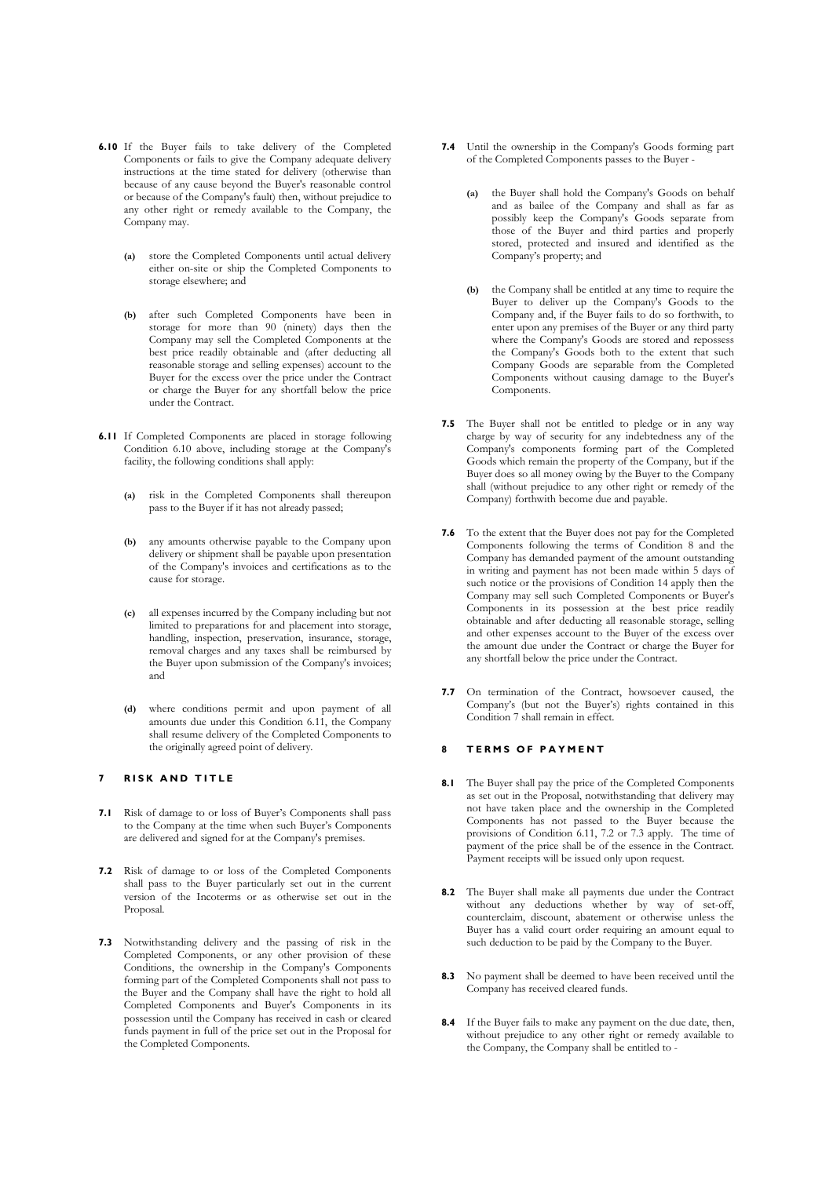**6.10** If the Buyer fails to take delivery of the Completed Components or fails to give the Company adequate delivery instructions at the time stated for delivery (otherwise than because of any cause beyond the Buyer's reasonable control or because of the Company's fault) then, without prejudice to any other right or remedy available to the Company, the Company may.

**(a)** store the Completed Components until actual delivery either on-site or ship the Completed Components to storage elsewhere; and

**(b)** after such Completed Components have been in storage for more than 90 (ninety) days then the Company may sell the Completed Components at the best price readily obtainable and (after deducting all reasonable storage and selling expenses) account to the Buyer for the excess over the price under the Contract or charge the Buyer for any shortfall below the price under the Contract.

**6.11** If Completed Components are placed in storage following Condition 6.10 above, including storage at the Company's facility, the following conditions shall apply:

**(a)** risk in the Completed Components shall thereupon pass to the Buyer if it has not already passed;

**(b)** any amounts otherwise payable to the Company upon delivery or shipment shall be payable upon presentation of the Company's invoices and certifications as to the cause for storage.

**(c)** all expenses incurred by the Company including but not limited to preparations for and placement into storage, handling, inspection, preservation, insurance, storage, removal charges and any taxes shall be reimbursed by the Buyer upon submission of the Company's invoices; and

**(d)** where conditions permit and upon payment of all amounts due under this Condition 6.11, the Company shall resume delivery of the Completed Components to the originally agreed point of delivery.

## 7 RISK AND TITLE

**7.1** Risk of damage to or loss of Buyer's Components shall pass to the Company at the time when such Buyer's Components are delivered and signed for at the Company's premises.

**7.2** Risk of damage to or loss of the Completed Components shall pass to the Buyer particularly set out in the current version of the Incoterms or as otherwise set out in the Proposal.

**7.3** Notwithstanding delivery and the passing of risk in the Completed Components, or any other provision of these Conditions, the ownership in the Company's Components forming part of the Completed Components shall not pass to the Buyer and the Company shall have the right to hold all Completed Components and Buyer's Components in its possession until the Company has received in cash or cleared funds payment in full of the price set out in the Proposal for the Completed Components.

**7.4** Until the ownership in the Company's Goods forming part of the Completed Components passes to the Buyer -

**(a)** the Buyer shall hold the Company's Goods on behalf and as bailee of the Company and shall as far as possibly keep the Company's Goods separate from those of the Buyer and third parties and properly stored, protected and insured and identified as the Company's property; and

**(b)** the Company shall be entitled at any time to require the Buyer to deliver up the Company's Goods to the Company and, if the Buyer fails to do so forthwith, to enter upon any premises of the Buyer or any third party where the Company's Goods are stored and repossess the Company's Goods both to the extent that such Company Goods are separable from the Completed Components without causing damage to the Buyer's Components.

**7.5** The Buyer shall not be entitled to pledge or in any way charge by way of security for any indebtedness any of the Company's components forming part of the Completed Goods which remain the property of the Company, but if the Buyer does so all money owing by the Buyer to the Company shall (without prejudice to any other right or remedy of the Company) forthwith become due and payable.

**7.6** To the extent that the Buyer does not pay for the Completed Components following the terms of Condition 8 and the Company has demanded payment of the amount outstanding in writing and payment has not been made within 5 days of such notice or the provisions of Condition 14 apply then the Company may sell such Completed Components or Buyer's Components in its possession at the best price readily obtainable and after deducting all reasonable storage, selling and other expenses account to the Buyer of the excess over the amount due under the Contract or charge the Buyer for any shortfall below the price under the Contract.

**7.7** On termination of the Contract, howsoever caused, the Company's (but not the Buyer's) rights contained in this Condition 7 shall remain in effect.

## 8 TERMS OF PAYMENT

**8.1** The Buyer shall pay the price of the Completed Components as set out in the Proposal, notwithstanding that delivery may not have taken place and the ownership in the Completed Components has not passed to the Buyer because the provisions of Condition 6.11, 7.2 or 7.3 apply. The time of payment of the price shall be of the essence in the Contract. Payment receipts will be issued only upon request.

**8.2** The Buyer shall make all payments due under the Contract without any deductions whether by way of set-off, counterclaim, discount, abatement or otherwise unless the Buyer has a valid court order requiring an amount equal to such deduction to be paid by the Company to the Buyer.

**8.3** No payment shall be deemed to have been received until the Company has received cleared funds.

**8.4** If the Buyer fails to make any payment on the due date, then, without prejudice to any other right or remedy available to the Company, the Company shall be entitled to -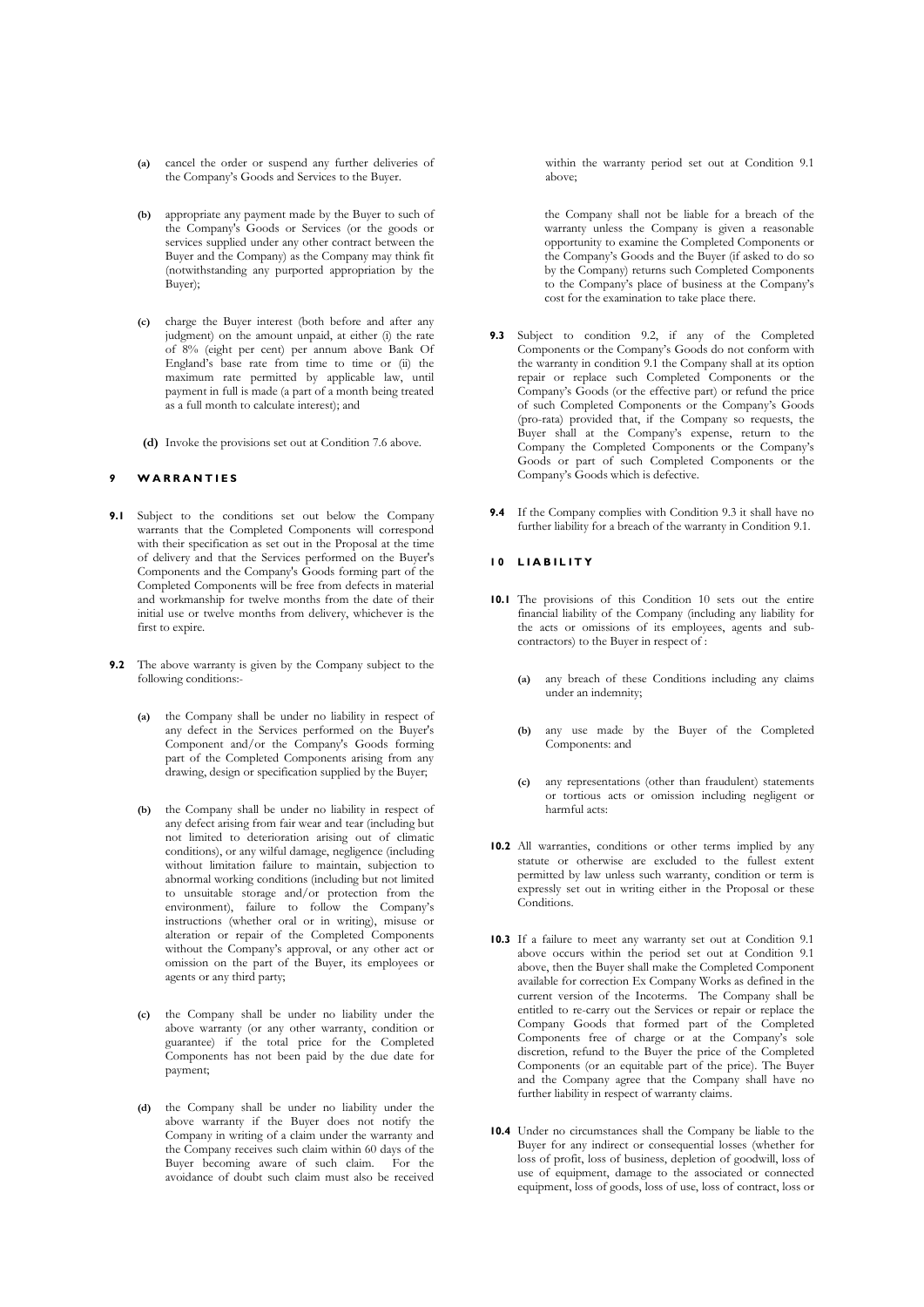- **(a)** cancel the order or suspend any further deliveries of the Company's Goods and Services to the Buyer.
- **(b)** appropriate any payment made by the Buyer to such of the Company's Goods or Services (or the goods or services supplied under any other contract between the Buyer and the Company) as the Company may think fit (notwithstanding any purported appropriation by the Buyer);
- **(c)** charge the Buyer interest (both before and after any judgment) on the amount unpaid, at either (i) the rate of 8% (eight per cent) per annum above Bank Of England's base rate from time to time or (ii) the maximum rate permitted by applicable law, until payment in full is made (a part of a month being treated as a full month to calculate interest); and
- **(d)** Invoke the provisions set out at Condition 7.6 above.

## 9 WARRANTIES

**9.1** Subject to the conditions set out below the Company warrants that the Completed Components will correspond with their specification as set out in the Proposal at the time of delivery and that the Services performed on the Buyer's Components and the Company's Goods forming part of the Completed Components will be free from defects in material and workmanship for twelve months from the date of their initial use or twelve months from delivery, whichever is the first to expire.

**9.2** The above warranty is given by the Company subject to the following conditions:-

- **(a)** the Company shall be under no liability in respect of any defect in the Services performed on the Buyer's Component and/or the Company's Goods forming part of the Completed Components arising from any drawing, design or specification supplied by the Buyer;
- **(b)** the Company shall be under no liability in respect of any defect arising from fair wear and tear (including but not limited to deterioration arising out of climatic conditions), or any wilful damage, negligence (including without limitation failure to maintain, subjection to abnormal working conditions (including but not limited to unsuitable storage and/or protection from the environment), failure to follow the Company's instructions (whether oral or in writing), misuse or alteration or repair of the Completed Components without the Company's approval, or any other act or omission on the part of the Buyer, its employees or agents or any third party;
- **(c)** the Company shall be under no liability under the above warranty (or any other warranty, condition or guarantee) if the total price for the Completed Components has not been paid by the due date for payment;
- **(d)** the Company shall be under no liability under the above warranty if the Buyer does not notify the Company in writing of a claim under the warranty and the Company receives such claim within 60 days of the Buyer becoming aware of such claim. For the avoidance of doubt such claim must also be received within the warranty period set out at Condition 9.1 above;

the Company shall not be liable for a breach of the warranty unless the Company is given a reasonable opportunity to examine the Completed Components or the Company's Goods and the Buyer (if asked to do so by the Company) returns such Completed Components to the Company's place of business at the Company's cost for the examination to take place there.

**9.3** Subject to condition 9.2, if any of the Completed Components or the Company's Goods do not conform with the warranty in condition 9.1 the Company shall at its option repair or replace such Completed Components or the Company's Goods (or the effective part) or refund the price of such Completed Components or the Company's Goods (pro-rata) provided that, if the Company so requests, the Buyer shall at the Company's expense, return to the Company the Completed Components or the Company's Goods or part of such Completed Components or the Company's Goods which is defective.

**9.4** If the Company complies with Condition 9.3 it shall have no further liability for a breach of the warranty in Condition 9.1.

## 10 LIABILITY

**10.1** The provisions of this Condition 10 sets out the entire financial liability of the Company (including any liability for the acts or omissions of its employees, agents and sub-contractors) to the Buyer in respect of :

- **(a)** any breach of these Conditions including any claims under an indemnity;
- **(b)** any use made by the Buyer of the Completed Components: and
- **(c)** any representations (other than fraudulent) statements or tortious acts or omission including negligent or harmful acts:

**10.2** All warranties, conditions or other terms implied by any statute or otherwise are excluded to the fullest extent permitted by law unless such warranty, condition or term is expressly set out in writing either in the Proposal or these Conditions.

**10.3** If a failure to meet any warranty set out at Condition 9.1 above occurs within the period set out at Condition 9.1 above, then the Buyer shall make the Completed Component available for correction Ex Company Works as defined in the current version of the Incoterms. The Company shall be entitled to re-carry out the Services or repair or replace the Company Goods that formed part of the Completed Components free of charge or at the Company's sole discretion, refund to the Buyer the price of the Completed Components (or an equitable part of the price). The Buyer and the Company agree that the Company shall have no further liability in respect of warranty claims.

**10.4** Under no circumstances shall the Company be liable to the Buyer for any indirect or consequential losses (whether for loss of profit, loss of business, depletion of goodwill, loss of use of equipment, damage to the associated or connected equipment, loss of goods, loss of use, loss of contract, loss or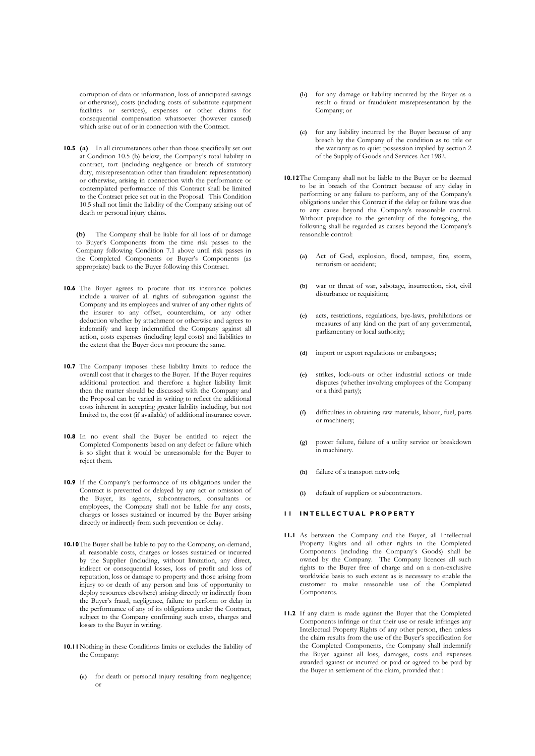corruption of data or information, loss of anticipated savings or otherwise), costs (including costs of substitute equipment facilities or services), expenses or other claims for consequential compensation whatsoever (however caused) which arise out of or in connection with the Contract.

**10.5** **(a)** In all circumstances other than those specifically set out at Condition 10.5 (b) below, the Company's total liability in contract, tort (including negligence or breach of statutory duty, misrepresentation other than fraudulent representation) or otherwise, arising in connection with the performance or contemplated performance of this Contract shall be limited to the Contract price set out in the Proposal. This Condition 10.5 shall not limit the liability of the Company arising out of death or personal injury claims.

**(b)** The Company shall be liable for all loss of or damage to Buyer's Components from the time risk passes to the Company following Condition 7.1 above until risk passes in the Completed Components or Buyer's Components (as appropriate) back to the Buyer following this Contract.

**10.6** The Buyer agrees to procure that its insurance policies include a waiver of all rights of subrogation against the Company and its employees and waiver of any other rights of the insurer to any offset, counterclaim, or any other deduction whether by attachment or otherwise and agrees to indemnify and keep indemnified the Company against all action, costs expenses (including legal costs) and liabilities to the extent that the Buyer does not procure the same.

**10.7** The Company imposes these liability limits to reduce the overall cost that it charges to the Buyer. If the Buyer requires additional protection and therefore a higher liability limit then the matter should be discussed with the Company and the Proposal can be varied in writing to reflect the additional costs inherent in accepting greater liability including, but not limited to, the cost (if available) of additional insurance cover.

**10.8** In no event shall the Buyer be entitled to reject the Completed Components based on any defect or failure which is so slight that it would be unreasonable for the Buyer to reject them.

**10.9** If the Company's performance of its obligations under the Contract is prevented or delayed by any act or omission of the Buyer, its agents, subcontractors, consultants or employees, the Company shall not be liable for any costs, charges or losses sustained or incurred by the Buyer arising directly or indirectly from such prevention or delay.

**10.10** The Buyer shall be liable to pay to the Company, on-demand, all reasonable costs, charges or losses sustained or incurred by the Supplier (including, without limitation, any direct, indirect or consequential losses, loss of profit and loss of reputation, loss or damage to property and those arising from injury to or death of any person and loss of opportunity to deploy resources elsewhere) arising directly or indirectly from the Buyer's fraud, negligence, failure to perform or delay in the performance of any of its obligations under the Contract, subject to the Company confirming such costs, charges and losses to the Buyer in writing.

**10.11** Nothing in these Conditions limits or excludes the liability of the Company:

**(a)** for death or personal injury resulting from negligence; or

**(b)** for any damage or liability incurred by the Buyer as a result o fraud or fraudulent misrepresentation by the Company; or

**(c)** for any liability incurred by the Buyer because of any breach by the Company of the condition as to title or the warranty as to quiet possession implied by section 2 of the Supply of Goods and Services Act 1982.

**10.12** The Company shall not be liable to the Buyer or be deemed to be in breach of the Contract because of any delay in performing or any failure to perform, any of the Company's obligations under this Contract if the delay or failure was due to any cause beyond the Company's reasonable control. Without prejudice to the generality of the foregoing, the following shall be regarded as causes beyond the Company's reasonable control:

**(a)** Act of God, explosion, flood, tempest, fire, storm, terrorism or accident;

**(b)** war or threat of war, sabotage, insurrection, riot, civil disturbance or requisition;

**(c)** acts, restrictions, regulations, bye-laws, prohibitions or measures of any kind on the part of any governmental, parliamentary or local authority;

**(d)** import or export regulations or embargoes;

**(e)** strikes, lock-outs or other industrial actions or trade disputes (whether involving employees of the Company or a third party);

**(f)** difficulties in obtaining raw materials, labour, fuel, parts or machinery;

**(g)** power failure, failure of a utility service or breakdown in machinery.

**(h)** failure of a transport network;

**(i)** default of suppliers or subcontractors.

## 11 INTELLECTUAL PROPERTY

**11.1** As between the Company and the Buyer, all Intellectual Property Rights and all other rights in the Completed Components (including the Company's Goods) shall be owned by the Company. The Company licences all such rights to the Buyer free of charge and on a non-exclusive worldwide basis to such extent as is necessary to enable the customer to make reasonable use of the Completed Components.

**11.2** If any claim is made against the Buyer that the Completed Components infringe or that their use or resale infringes any Intellectual Property Rights of any other person, then unless the claim results from the use of the Buyer's specification for the Completed Components, the Company shall indemnify the Buyer against all loss, damages, costs and expenses awarded against or incurred or paid or agreed to be paid by the Buyer in settlement of the claim, provided that :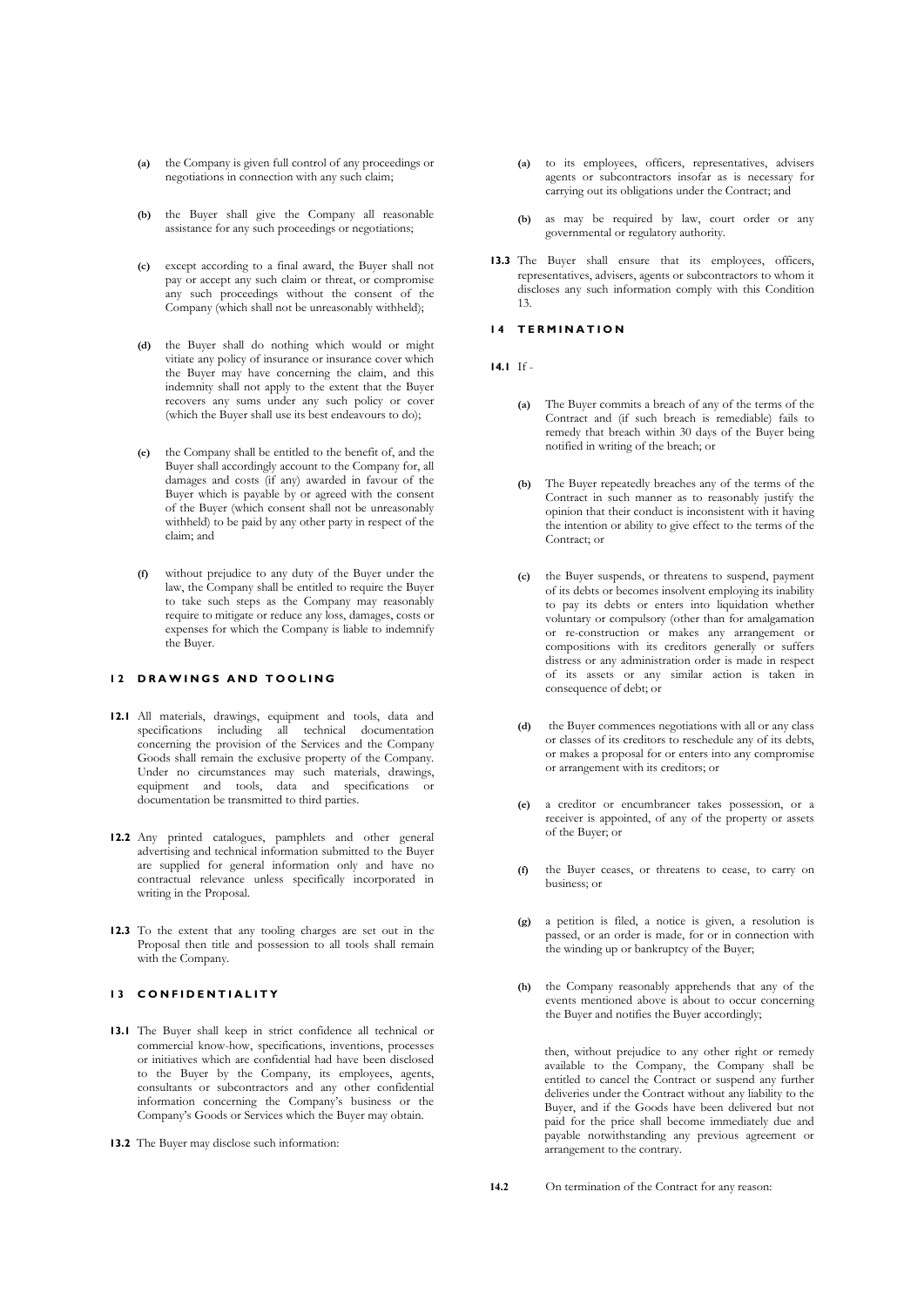- **(a)** the Company is given full control of any proceedings or negotiations in connection with any such claim;
- **(b)** the Buyer shall give the Company all reasonable assistance for any such proceedings or negotiations;
- **(c)** except according to a final award, the Buyer shall not pay or accept any such claim or threat, or compromise any such proceedings without the consent of the Company (which shall not be unreasonably withheld);
- **(d)** the Buyer shall do nothing which would or might vitiate any policy of insurance or insurance cover which the Buyer may have concerning the claim, and this indemnity shall not apply to the extent that the Buyer recovers any sums under any such policy or cover (which the Buyer shall use its best endeavours to do);
- **(e)** the Company shall be entitled to the benefit of, and the Buyer shall accordingly account to the Company for, all damages and costs (if any) awarded in favour of the Buyer which is payable by or agreed with the consent of the Buyer (which consent shall not be unreasonably withheld) to be paid by any other party in respect of the claim; and
- **(f)** without prejudice to any duty of the Buyer under the law, the Company shall be entitled to require the Buyer to take such steps as the Company may reasonably require to mitigate or reduce any loss, damages, costs or expenses for which the Company is liable to indemnify the Buyer.

## 12 DRAWINGS AND TOOLING

**12.1** All materials, drawings, equipment and tools, data and specifications including all technical documentation concerning the provision of the Services and the Company Goods shall remain the exclusive property of the Company. Under no circumstances may such materials, drawings, equipment and tools, data and specifications or documentation be transmitted to third parties.

**12.2** Any printed catalogues, pamphlets and other general advertising and technical information submitted to the Buyer are supplied for general information only and have no contractual relevance unless specifically incorporated in writing in the Proposal.

**12.3** To the extent that any tooling charges are set out in the Proposal then title and possession to all tools shall remain with the Company.

## 13 CONFIDENTIALITY

**13.1** The Buyer shall keep in strict confidence all technical or commercial know-how, specifications, inventions, processes or initiatives which are confidential had have been disclosed to the Buyer by the Company, its employees, agents, consultants or subcontractors and any other confidential information concerning the Company's business or the Company's Goods or Services which the Buyer may obtain.

**13.2** The Buyer may disclose such information:

- **(a)** to its employees, officers, representatives, advisers agents or subcontractors insofar as is necessary for carrying out its obligations under the Contract; and
- **(b)** as may be required by law, court order or any governmental or regulatory authority.

**13.3** The Buyer shall ensure that its employees, officers, representatives, advisers, agents or subcontractors to whom it discloses any such information comply with this Condition 13.

## 14 TERMINATION

**14.1** If -

- **(a)** The Buyer commits a breach of any of the terms of the Contract and (if such breach is remediable) fails to remedy that breach within 30 days of the Buyer being notified in writing of the breach; or
- **(b)** The Buyer repeatedly breaches any of the terms of the Contract in such manner as to reasonably justify the opinion that their conduct is inconsistent with it having the intention or ability to give effect to the terms of the Contract; or
- **(c)** the Buyer suspends, or threatens to suspend, payment of its debts or becomes insolvent employing its inability to pay its debts or enters into liquidation whether voluntary or compulsory (other than for amalgamation or re-construction or makes any arrangement or compositions with its creditors generally or suffers distress or any administration order is made in respect of its assets or any similar action is taken in consequence of debt; or
- **(d)** the Buyer commences negotiations with all or any class or classes of its creditors to reschedule any of its debts, or makes a proposal for or enters into any compromise or arrangement with its creditors; or
- **(e)** a creditor or encumbrancer takes possession, or a receiver is appointed, of any of the property or assets of the Buyer; or
- **(f)** the Buyer ceases, or threatens to cease, to carry on business; or
- **(g)** a petition is filed, a notice is given, a resolution is passed, or an order is made, for or in connection with the winding up or bankruptcy of the Buyer;
- **(h)** the Company reasonably apprehends that any of the events mentioned above is about to occur concerning the Buyer and notifies the Buyer accordingly;

then, without prejudice to any other right or remedy available to the Company, the Company shall be entitled to cancel the Contract or suspend any further deliveries under the Contract without any liability to the Buyer, and if the Goods have been delivered but not paid for the price shall become immediately due and payable notwithstanding any previous agreement or arrangement to the contrary.

**14.2** On termination of the Contract for any reason: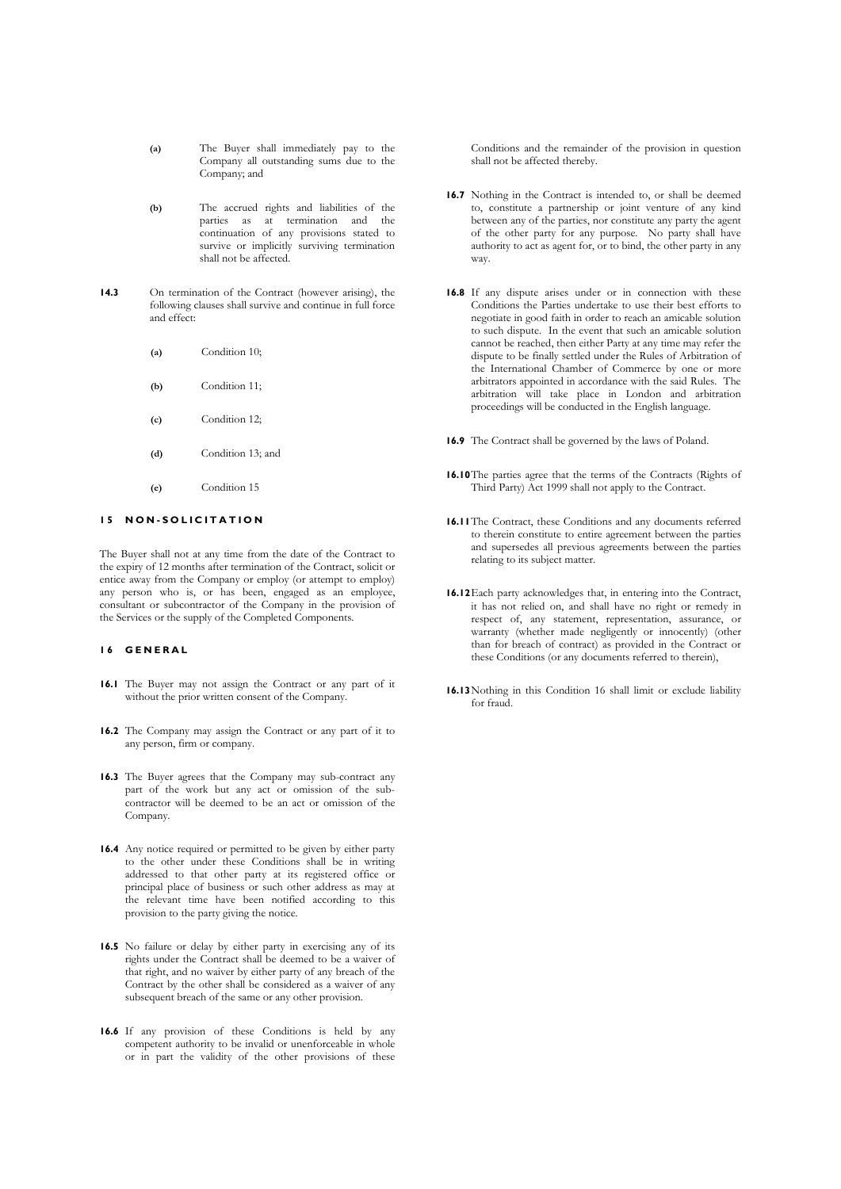(a) The Buyer shall immediately pay to the Company all outstanding sums due to the Company; and

(b) The accrued rights and liabilities of the parties as at termination and the continuation of any provisions stated to survive or implicitly surviving termination shall not be affected.

**14.3** On termination of the Contract (however arising), the following clauses shall survive and continue in full force and effect:

(a) Condition 10;

(b) Condition 11;

(c) Condition 12;

(d) Condition 13; and

(e) Condition 15

## 15 NON-SOLICITATION

The Buyer shall not at any time from the date of the Contract to the expiry of 12 months after termination of the Contract, solicit or entice away from the Company or employ (or attempt to employ) any person who is, or has been, engaged as an employee, consultant or subcontractor of the Company in the provision of the Services or the supply of the Completed Components.

## 16 GENERAL

**16.1** The Buyer may not assign the Contract or any part of it without the prior written consent of the Company.

**16.2** The Company may assign the Contract or any part of it to any person, firm or company.

**16.3** The Buyer agrees that the Company may sub-contract any part of the work but any act or omission of the sub-contractor will be deemed to be an act or omission of the Company.

**16.4** Any notice required or permitted to be given by either party to the other under these Conditions shall be in writing addressed to that other party at its registered office or principal place of business or such other address as may at the relevant time have been notified according to this provision to the party giving the notice.

**16.5** No failure or delay by either party in exercising any of its rights under the Contract shall be deemed to be a waiver of that right, and no waiver by either party of any breach of the Contract by the other shall be considered as a waiver of any subsequent breach of the same or any other provision.

**16.6** If any provision of these Conditions is held by any competent authority to be invalid or unenforceable in whole or in part the validity of the other provisions of these Conditions and the remainder of the provision in question shall not be affected thereby.

**16.7** Nothing in the Contract is intended to, or shall be deemed to, constitute a partnership or joint venture of any kind between any of the parties, nor constitute any party the agent of the other party for any purpose. No party shall have authority to act as agent for, or to bind, the other party in any way.

**16.8** If any dispute arises under or in connection with these Conditions the Parties undertake to use their best efforts to negotiate in good faith in order to reach an amicable solution to such dispute. In the event that such an amicable solution cannot be reached, then either Party at any time may refer the dispute to be finally settled under the Rules of Arbitration of the International Chamber of Commerce by one or more arbitrators appointed in accordance with the said Rules. The arbitration will take place in London and arbitration proceedings will be conducted in the English language.

**16.9** The Contract shall be governed by the laws of Poland.

**16.10** The parties agree that the terms of the Contracts (Rights of Third Party) Act 1999 shall not apply to the Contract.

**16.11** The Contract, these Conditions and any documents referred to therein constitute to entire agreement between the parties and supersedes all previous agreements between the parties relating to its subject matter.

**16.12** Each party acknowledges that, in entering into the Contract, it has not relied on, and shall have no right or remedy in respect of, any statement, representation, assurance, or warranty (whether made negligently or innocently) (other than for breach of contract) as provided in the Contract or these Conditions (or any documents referred to therein),

**16.13** Nothing in this Condition 16 shall limit or exclude liability for fraud.